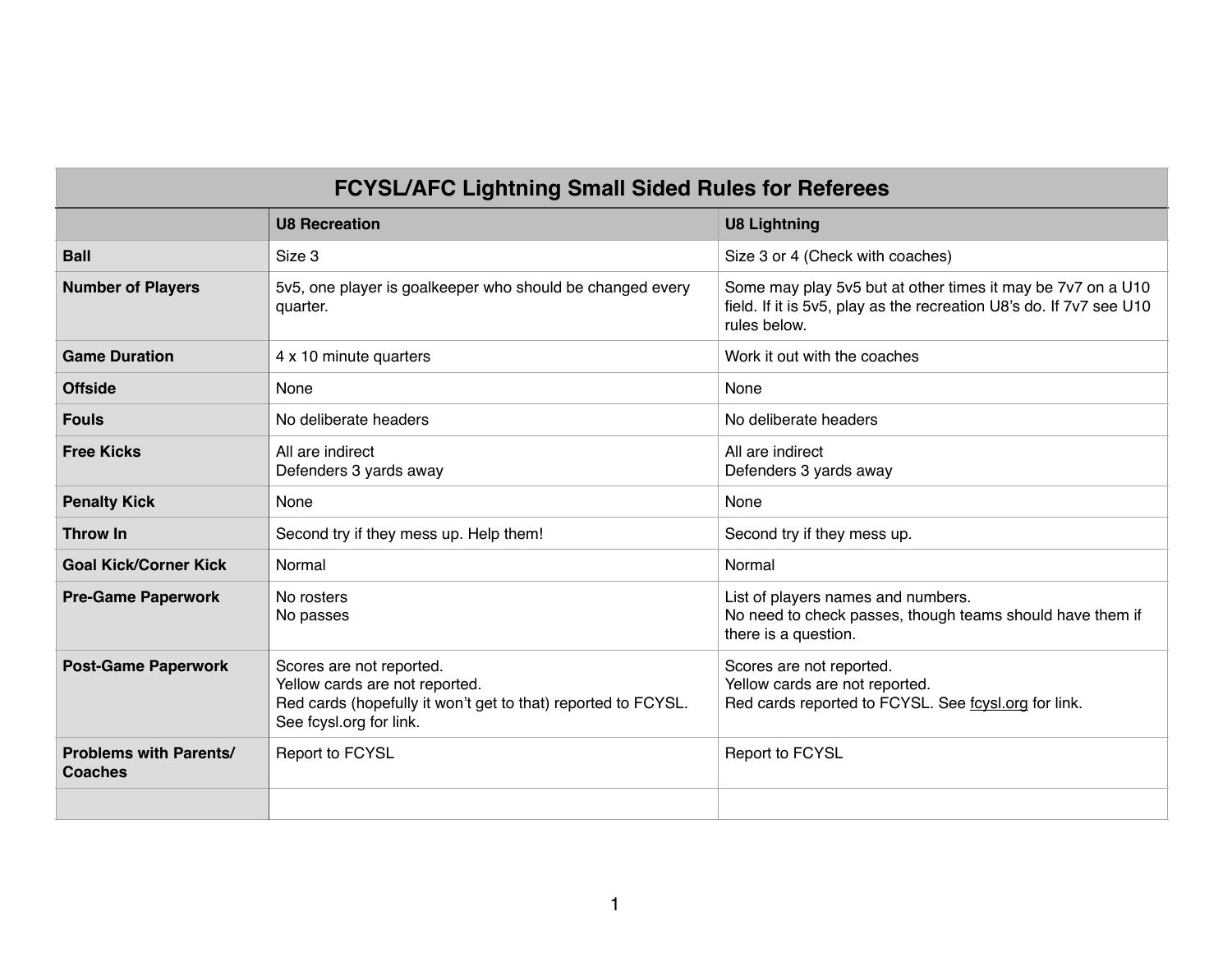| FCYSL/AFC Lightning Small Sided Rules for Referees | | |
|---|---|---|
| | **U8 Recreation** | **U8 Lightning** |
| **Ball** | Size 3 | Size 3 or 4 (Check with coaches) |
| **Number of Players** | 5v5, one player is goalkeeper who should be changed every quarter. | Some may play 5v5 but at other times it may be 7v7 on a U10 field. If it is 5v5, play as the recreation U8's do. If 7v7 see U10 rules below. |
| **Game Duration** | 4 x 10 minute quarters | Work it out with the coaches |
| **Offside** | None | None |
| **Fouls** | No deliberate headers | No deliberate headers |
| **Free Kicks** | All are indirect<br>Defenders 3 yards away | All are indirect<br>Defenders 3 yards away |
| **Penalty Kick** | None | None |
| **Throw In** | Second try if they mess up. Help them! | Second try if they mess up. |
| **Goal Kick/Corner Kick** | Normal | Normal |
| **Pre-Game Paperwork** | No rosters<br>No passes | List of players names and numbers.<br>No need to check passes, though teams should have them if there is a question. |
| **Post-Game Paperwork** | Scores are not reported.<br>Yellow cards are not reported.<br>Red cards (hopefully it won't get to that) reported to FCYSL. See fcysl.org for link. | Scores are not reported.<br>Yellow cards are not reported.<br>Red cards reported to FCYSL. See fcysl.org for link. |
| **Problems with Parents/ Coaches** | Report to FCYSL | Report to FCYSL |
| | | |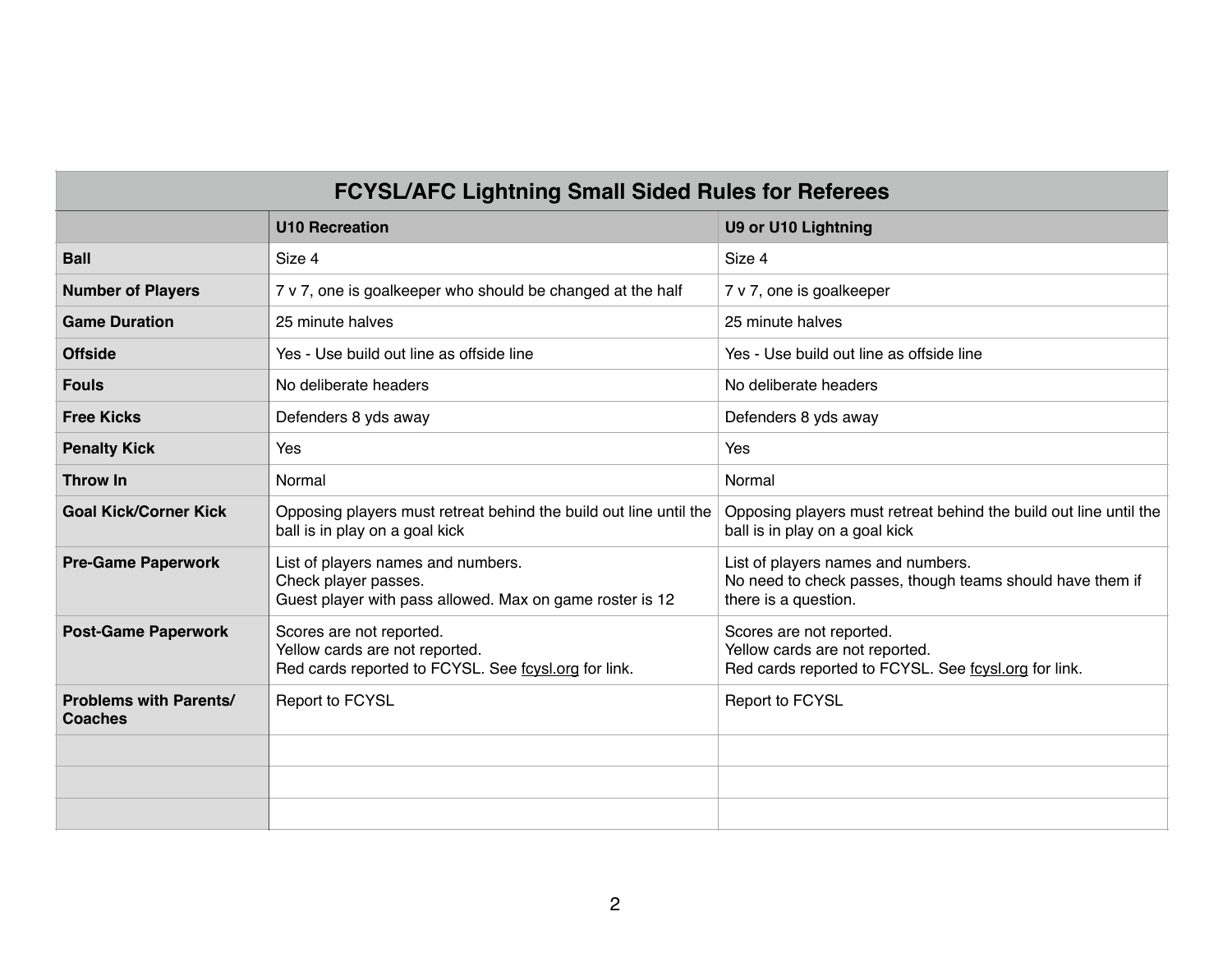## FCYSL/AFC Lightning Small Sided Rules for Referees

| | U10 Recreation | U9 or U10 Lightning |
|---|---|---|
| **Ball** | Size 4 | Size 4 |
| **Number of Players** | 7 v 7, one is goalkeeper who should be changed at the half | 7 v 7, one is goalkeeper |
| **Game Duration** | 25 minute halves | 25 minute halves |
| **Offside** | Yes - Use build out line as offside line | Yes - Use build out line as offside line |
| **Fouls** | No deliberate headers | No deliberate headers |
| **Free Kicks** | Defenders 8 yds away | Defenders 8 yds away |
| **Penalty Kick** | Yes | Yes |
| **Throw In** | Normal | Normal |
| **Goal Kick/Corner Kick** | Opposing players must retreat behind the build out line until the ball is in play on a goal kick | Opposing players must retreat behind the build out line until the ball is in play on a goal kick |
| **Pre-Game Paperwork** | List of players names and numbers.<br>Check player passes.<br>Guest player with pass allowed. Max on game roster is 12 | List of players names and numbers.<br>No need to check passes, though teams should have them if there is a question. |
| **Post-Game Paperwork** | Scores are not reported.<br>Yellow cards are not reported.<br>Red cards reported to FCYSL. See fcysl.org for link. | Scores are not reported.<br>Yellow cards are not reported.<br>Red cards reported to FCYSL. See fcysl.org for link. |
| **Problems with Parents/ Coaches** | Report to FCYSL | Report to FCYSL |
| | | |
| | | |
| | | |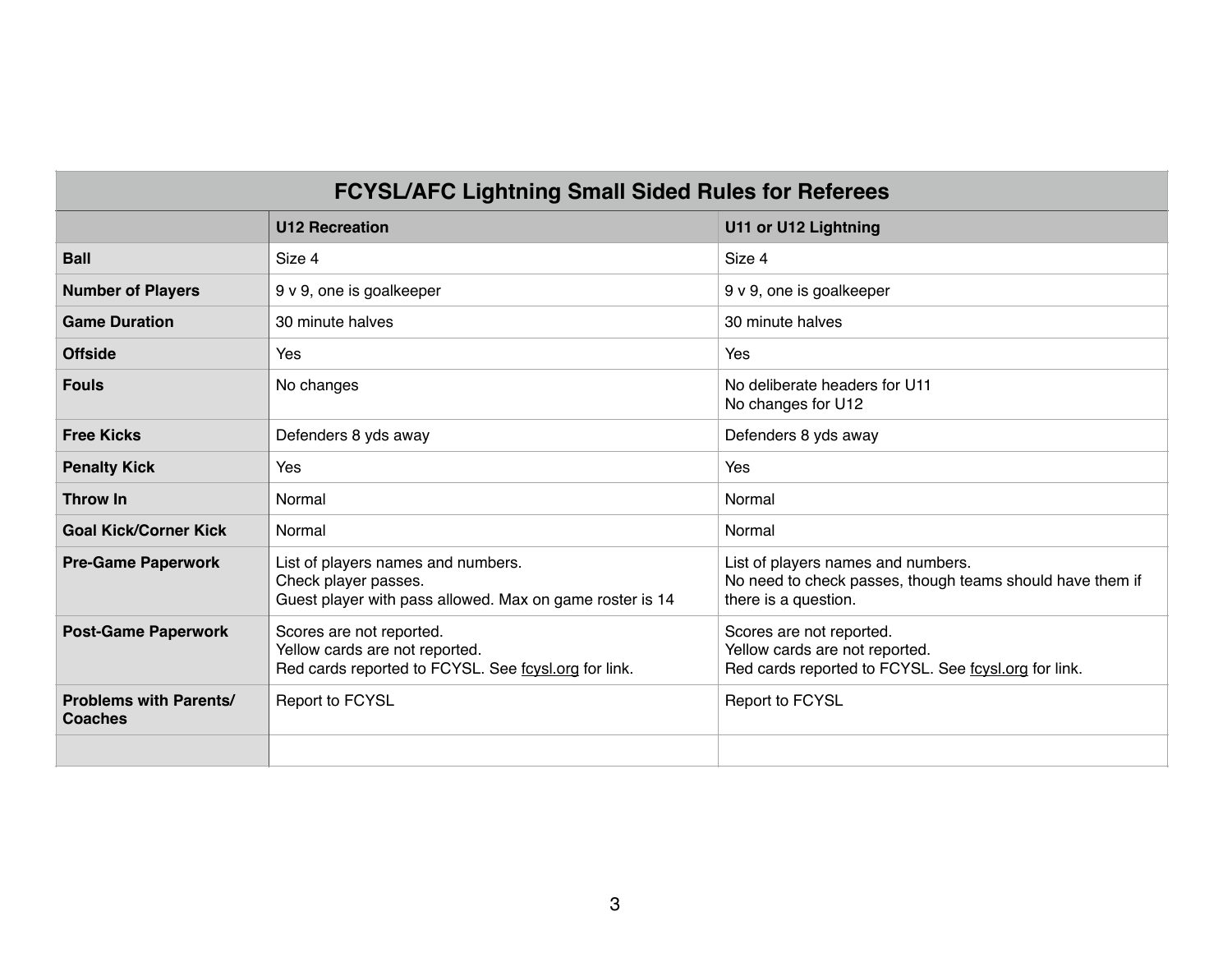# FCYSL/AFC Lightning Small Sided Rules for Referees

| | U12 Recreation | U11 or U12 Lightning |
|---|---|---|
| **Ball** | Size 4 | Size 4 |
| **Number of Players** | 9 v 9, one is goalkeeper | 9 v 9, one is goalkeeper |
| **Game Duration** | 30 minute halves | 30 minute halves |
| **Offside** | Yes | Yes |
| **Fouls** | No changes | No deliberate headers for U11<br>No changes for U12 |
| **Free Kicks** | Defenders 8 yds away | Defenders 8 yds away |
| **Penalty Kick** | Yes | Yes |
| **Throw In** | Normal | Normal |
| **Goal Kick/Corner Kick** | Normal | Normal |
| **Pre-Game Paperwork** | List of players names and numbers.<br>Check player passes.<br>Guest player with pass allowed. Max on game roster is 14 | List of players names and numbers.<br>No need to check passes, though teams should have them if there is a question. |
| **Post-Game Paperwork** | Scores are not reported.<br>Yellow cards are not reported.<br>Red cards reported to FCYSL. See fcysl.org for link. | Scores are not reported.<br>Yellow cards are not reported.<br>Red cards reported to FCYSL. See fcysl.org for link. |
| **Problems with Parents/ Coaches** | Report to FCYSL | Report to FCYSL |
| | | |